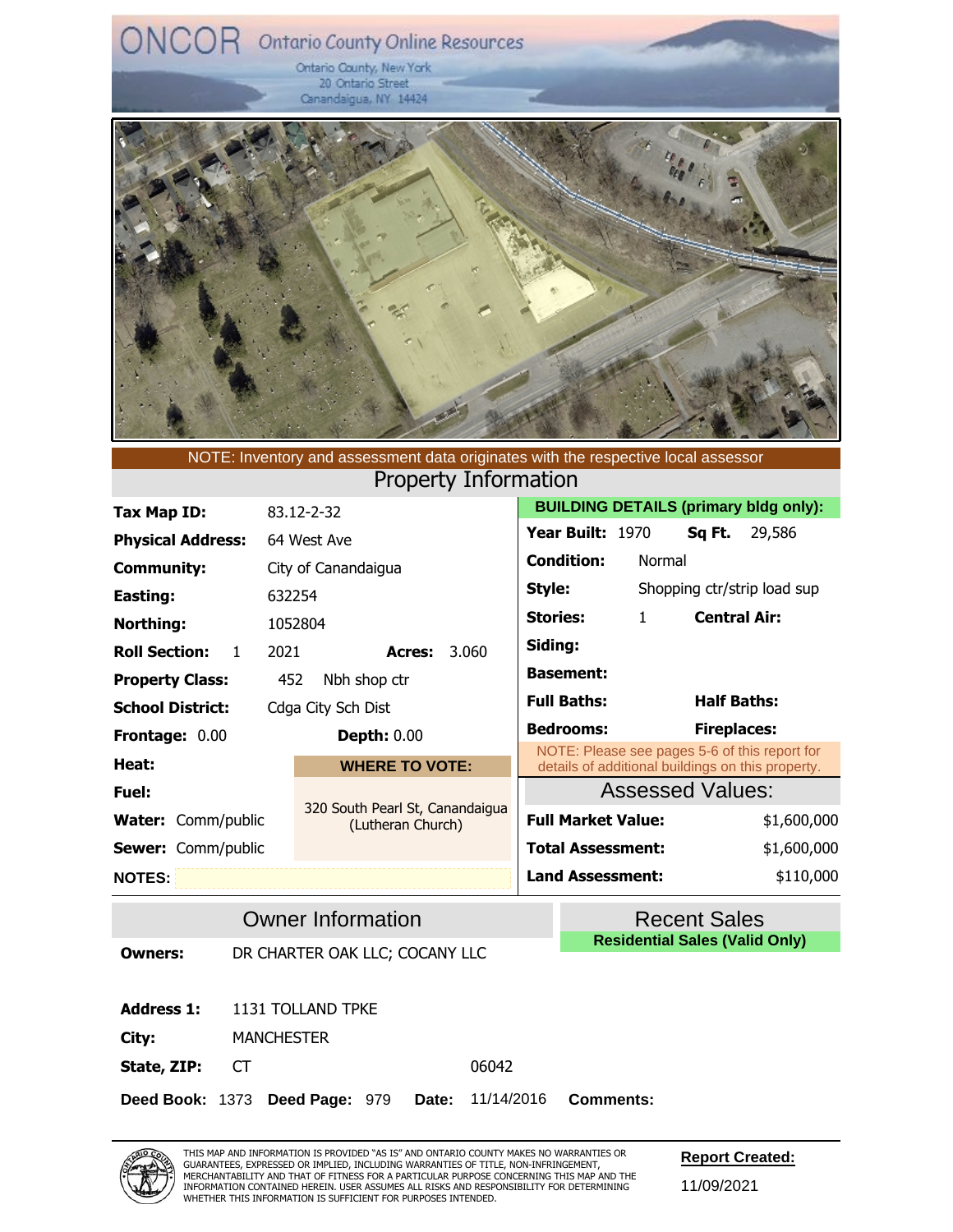# ONCOR Ontario County Online Resources

Ontario County, New York
20 Ontario Street
Canandaigua, NY 14424

NOTE: Inventory and assessment data originates with the respective local assessor

## Property Information

| | |
|---|---|
| **Tax Map ID:** | 83.12-2-32 |
| **Physical Address:** | 64 West Ave |
| **Community:** | City of Canandaigua |
| **Easting:** | 632254 |
| **Northing:** | 1052804 |
| **Roll Section:** 1 | 2021 **Acres:** 3.060 |
| **Property Class:** | 452 Nbh shop ctr |
| **School District:** | Cdga City Sch Dist |
| **Frontage:** 0.00 | **Depth:** 0.00 |
| **Heat:** | |
| **Fuel:** | |
| **Water:** Comm/public | |
| **Sewer:** Comm/public | |
| **NOTES:** | |

**WHERE TO VOTE:**

320 South Pearl St, Canandaigua (Lutheran Church)

### BUILDING DETAILS (primary bldg only):

| | | | |
|---|---|---|---|
| **Year Built:** | 1970 | **Sq Ft.** | 29,586 |
| **Condition:** | Normal | | |
| **Style:** | Shopping ctr/strip load sup | | |
| **Stories:** | 1 | **Central Air:** | |
| **Siding:** | | | |
| **Basement:** | | | |
| **Full Baths:** | | **Half Baths:** | |
| **Bedrooms:** | | **Fireplaces:** | |

NOTE: Please see pages 5-6 of this report for details of additional buildings on this property.

### Assessed Values:

| | |
|---|---|
| **Full Market Value:** | $1,600,000 |
| **Total Assessment:** | $1,600,000 |
| **Land Assessment:** | $110,000 |

## Owner Information

| | |
|---|---|
| **Owners:** | DR CHARTER OAK LLC; COCANY LLC |
| **Address 1:** | 1131 TOLLAND TPKE |
| **City:** | MANCHESTER |
| **State, ZIP:** | CT 06042 |

**Deed Book:** 1373 **Deed Page:** 979 **Date:** 11/14/2016 **Comments:**

## Recent Sales

**Residential Sales (Valid Only)**

THIS MAP AND INFORMATION IS PROVIDED "AS IS" AND ONTARIO COUNTY MAKES NO WARRANTIES OR GUARANTEES, EXPRESSED OR IMPLIED, INCLUDING WARRANTIES OF TITLE, NON-INFRINGEMENT, MERCHANTABILITY AND THAT OF FITNESS FOR A PARTICULAR PURPOSE CONCERNING THIS MAP AND THE INFORMATION CONTAINED HEREIN. USER ASSUMES ALL RISKS AND RESPONSIBILITY FOR DETERMINING WHETHER THIS INFORMATION IS SUFFICIENT FOR PURPOSES INTENDED.

**Report Created:** 11/09/2021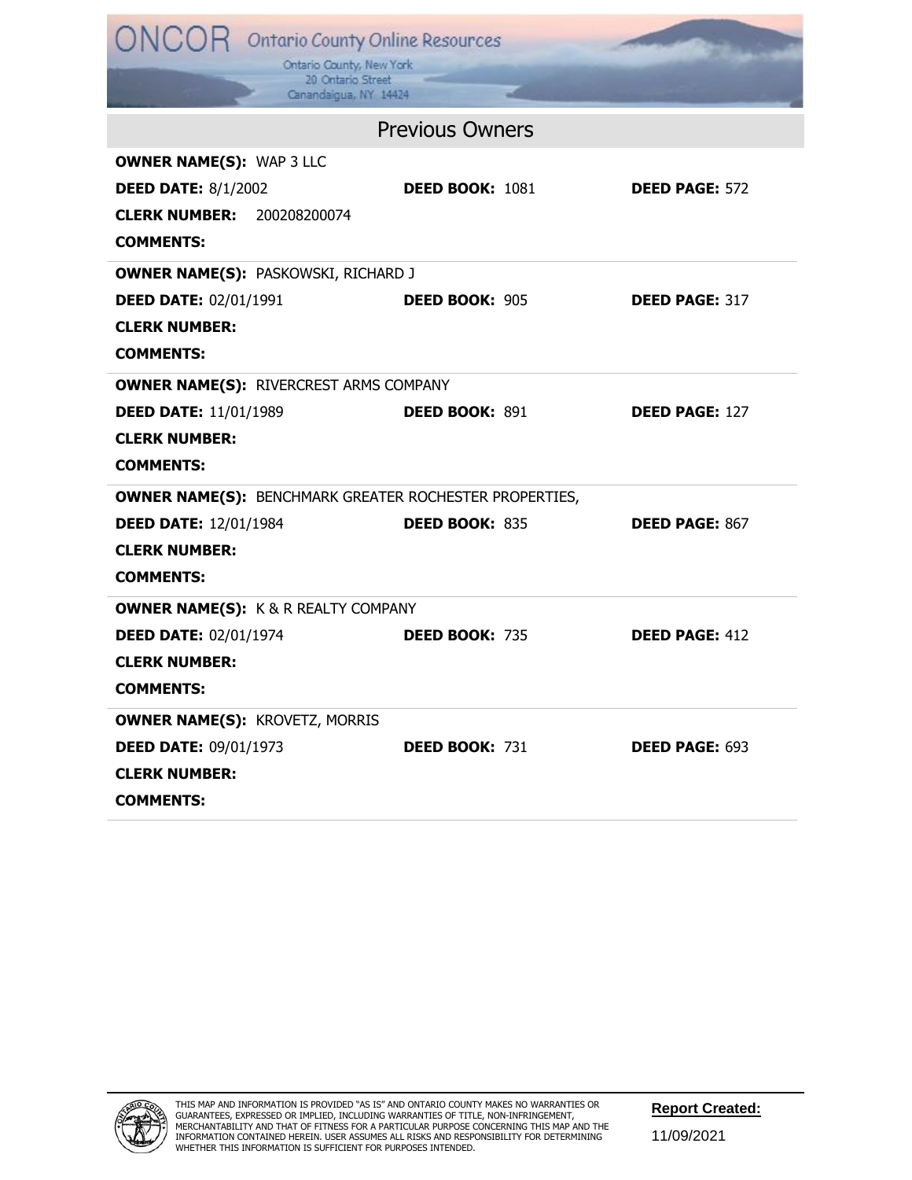# ONCOR Ontario County Online Resources

Ontario County, New York
20 Ontario Street
Canandaigua, NY 14424

## Previous Owners

**OWNER NAME(S):** WAP 3 LLC
**DEED DATE:** 8/1/2002 **DEED BOOK:** 1081 **DEED PAGE:** 572
**CLERK NUMBER:** 200208200074
**COMMENTS:**

---

**OWNER NAME(S):** PASKOWSKI, RICHARD J
**DEED DATE:** 02/01/1991 **DEED BOOK:** 905 **DEED PAGE:** 317
**CLERK NUMBER:**
**COMMENTS:**

---

**OWNER NAME(S):** RIVERCREST ARMS COMPANY
**DEED DATE:** 11/01/1989 **DEED BOOK:** 891 **DEED PAGE:** 127
**CLERK NUMBER:**
**COMMENTS:**

---

**OWNER NAME(S):** BENCHMARK GREATER ROCHESTER PROPERTIES,
**DEED DATE:** 12/01/1984 **DEED BOOK:** 835 **DEED PAGE:** 867
**CLERK NUMBER:**
**COMMENTS:**

---

**OWNER NAME(S):** K & R REALTY COMPANY
**DEED DATE:** 02/01/1974 **DEED BOOK:** 735 **DEED PAGE:** 412
**CLERK NUMBER:**
**COMMENTS:**

---

**OWNER NAME(S):** KROVETZ, MORRIS
**DEED DATE:** 09/01/1973 **DEED BOOK:** 731 **DEED PAGE:** 693
**CLERK NUMBER:**
**COMMENTS:**

---

THIS MAP AND INFORMATION IS PROVIDED "AS IS" AND ONTARIO COUNTY MAKES NO WARRANTIES OR GUARANTEES, EXPRESSED OR IMPLIED, INCLUDING WARRANTIES OF TITLE, NON-INFRINGEMENT, MERCHANTABILITY AND THAT OF FITNESS FOR A PARTICULAR PURPOSE CONCERNING THIS MAP AND THE INFORMATION CONTAINED HEREIN. USER ASSUMES ALL RISKS AND RESPONSIBILITY FOR DETERMINING WHETHER THIS INFORMATION IS SUFFICIENT FOR PURPOSES INTENDED.

**Report Created:**
11/09/2021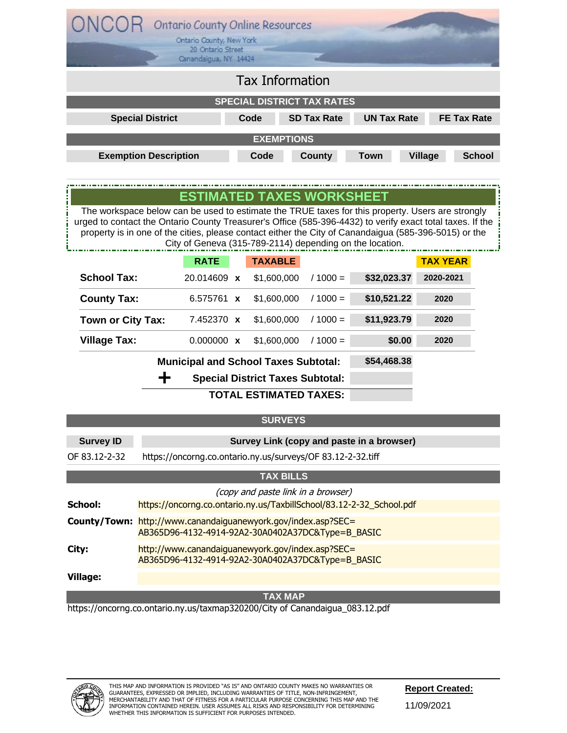# ONCOR Ontario County Online Resources

Ontario County, New York
20 Ontario Street
Canandaigua, NY 14424

## Tax Information

### SPECIAL DISTRICT TAX RATES

| Special District | Code | SD Tax Rate | UN Tax Rate | FE Tax Rate |
|---|---|---|---|---|

### EXEMPTIONS

| Exemption Description | Code | County | Town | Village | School |
|---|---|---|---|---|---|

### ESTIMATED TAXES WORKSHEET

The workspace below can be used to estimate the TRUE taxes for this property. Users are strongly urged to contact the Ontario County Treasurer's Office (585-396-4432) to verify exact total taxes. If the property is in one of the cities, please contact either the City of Canandaigua (585-396-5015) or the City of Geneva (315-789-2114) depending on the location.

| | RATE | | TAXABLE | | | TAX YEAR |
|---|---|---|---|---|---|---|
| **School Tax:** | 20.014609 | x | $1,600,000 | / 1000 = | **$32,023.37** | 2020-2021 |
| **County Tax:** | 6.575761 | x | $1,600,000 | / 1000 = | **$10,521.22** | 2020 |
| **Town or City Tax:** | 7.452370 | x | $1,600,000 | / 1000 = | **$11,923.79** | 2020 |
| **Village Tax:** | 0.000000 | x | $1,600,000 | / 1000 = | **$0.00** | 2020 |

**Municipal and School Taxes Subtotal:** **$54,468.38**

**+ Special District Taxes Subtotal:**

**TOTAL ESTIMATED TAXES:**

### SURVEYS

| Survey ID | Survey Link (copy and paste in a browser) |
|---|---|
| OF 83.12-2-32 | https://oncorng.co.ontario.ny.us/surveys/OF 83.12-2-32.tiff |

### TAX BILLS

*(copy and paste link in a browser)*

**School:** https://oncorng.co.ontario.ny.us/TaxbillSchool/83.12-2-32_School.pdf

**County/Town:** http://www.canandaiguanewyork.gov/index.asp?SEC=AB365D96-4132-4914-92A2-30A0402A37DC&Type=B_BASIC

**City:** http://www.canandaiguanewyork.gov/index.asp?SEC=AB365D96-4132-4914-92A2-30A0402A37DC&Type=B_BASIC

**Village:**

### TAX MAP

https://oncorng.co.ontario.ny.us/taxmap320200/City of Canandaigua_083.12.pdf

THIS MAP AND INFORMATION IS PROVIDED "AS IS" AND ONTARIO COUNTY MAKES NO WARRANTIES OR GUARANTEES, EXPRESSED OR IMPLIED, INCLUDING WARRANTIES OF TITLE, NON-INFRINGEMENT, MERCHANTABILITY AND THAT OF FITNESS FOR A PARTICULAR PURPOSE CONCERNING THIS MAP AND THE INFORMATION CONTAINED HEREIN. USER ASSUMES ALL RISKS AND RESPONSIBILITY FOR DETERMINING WHETHER THIS INFORMATION IS SUFFICIENT FOR PURPOSES INTENDED.

**Report Created:** 11/09/2021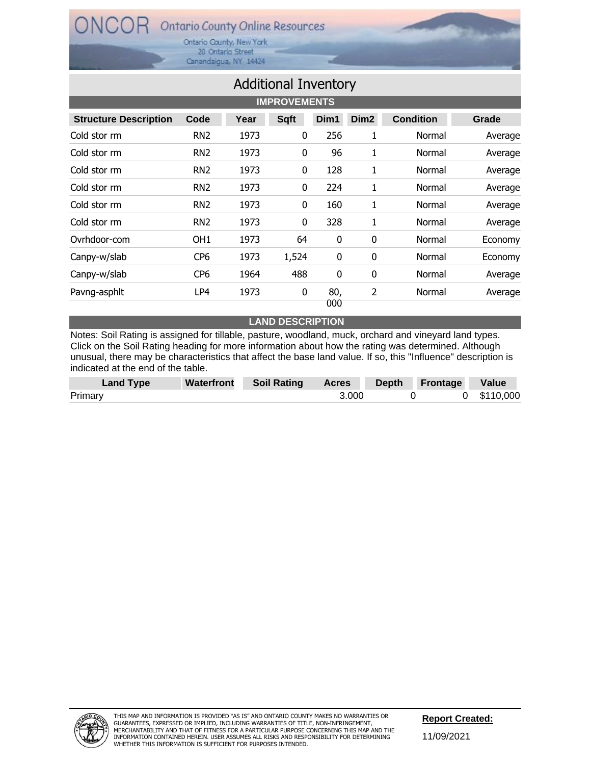# Additional Inventory

## IMPROVEMENTS

| Structure Description | Code | Year | Sqft | Dim1 | Dim2 | Condition | Grade |
|---|---|---|---|---|---|---|---|
| Cold stor rm | RN2 | 1973 | 0 | 256 | 1 | Normal | Average |
| Cold stor rm | RN2 | 1973 | 0 | 96 | 1 | Normal | Average |
| Cold stor rm | RN2 | 1973 | 0 | 128 | 1 | Normal | Average |
| Cold stor rm | RN2 | 1973 | 0 | 224 | 1 | Normal | Average |
| Cold stor rm | RN2 | 1973 | 0 | 160 | 1 | Normal | Average |
| Cold stor rm | RN2 | 1973 | 0 | 328 | 1 | Normal | Average |
| Ovrhdoor-com | OH1 | 1973 | 64 | 0 | 0 | Normal | Economy |
| Canpy-w/slab | CP6 | 1973 | 1,524 | 0 | 0 | Normal | Economy |
| Canpy-w/slab | CP6 | 1964 | 488 | 0 | 0 | Normal | Average |
| Pavng-asphlt | LP4 | 1973 | 0 | 80,000 | 2 | Normal | Average |

## LAND DESCRIPTION

Notes: Soil Rating is assigned for tillable, pasture, woodland, muck, orchard and vineyard land types. Click on the Soil Rating heading for more information about how the rating was determined. Although unusual, there may be characteristics that affect the base land value. If so, this "Influence" description is indicated at the end of the table.

| Land Type | Waterfront | Soil Rating | Acres | Depth | Frontage | Value |
|---|---|---|---|---|---|---|
| Primary | | | 3.000 | 0 | 0 | $110,000 |

THIS MAP AND INFORMATION IS PROVIDED "AS IS" AND ONTARIO COUNTY MAKES NO WARRANTIES OR GUARANTEES, EXPRESSED OR IMPLIED, INCLUDING WARRANTIES OF TITLE, NON-INFRINGEMENT, MERCHANTABILITY AND THAT OF FITNESS FOR A PARTICULAR PURPOSE CONCERNING THIS MAP AND THE INFORMATION CONTAINED HEREIN. USER ASSUMES ALL RISKS AND RESPONSIBILITY FOR DETERMINING WHETHER THIS INFORMATION IS SUFFICIENT FOR PURPOSES INTENDED.

**Report Created:** 11/09/2021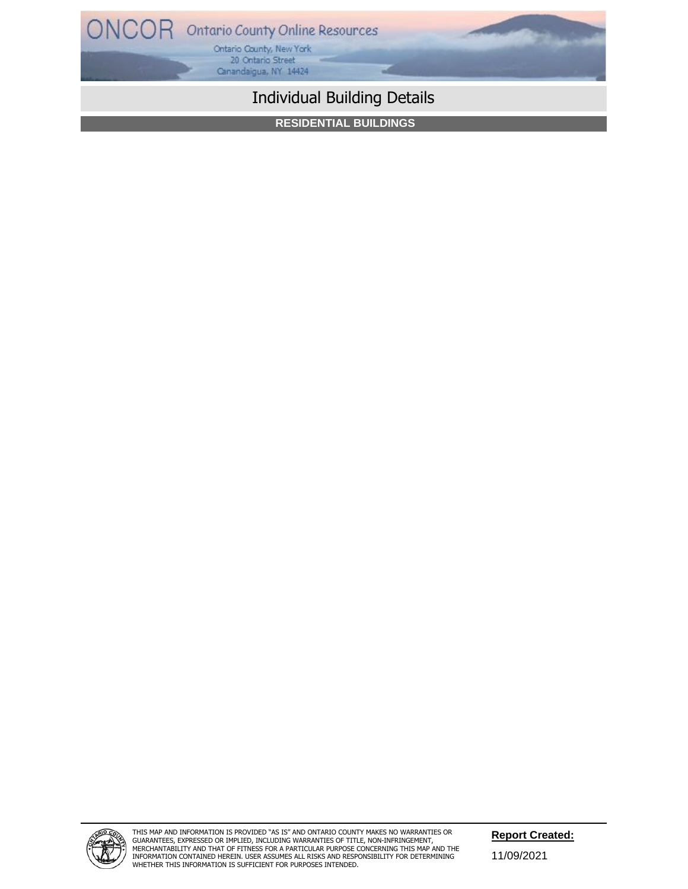# Individual Building Details

## RESIDENTIAL BUILDINGS

THIS MAP AND INFORMATION IS PROVIDED "AS IS" AND ONTARIO COUNTY MAKES NO WARRANTIES OR GUARANTEES, EXPRESSED OR IMPLIED, INCLUDING WARRANTIES OF TITLE, NON-INFRINGEMENT, MERCHANTABILITY AND THAT OF FITNESS FOR A PARTICULAR PURPOSE CONCERNING THIS MAP AND THE INFORMATION CONTAINED HEREIN. USER ASSUMES ALL RISKS AND RESPONSIBILITY FOR DETERMINING WHETHER THIS INFORMATION IS SUFFICIENT FOR PURPOSES INTENDED.

**Report Created:**

11/09/2021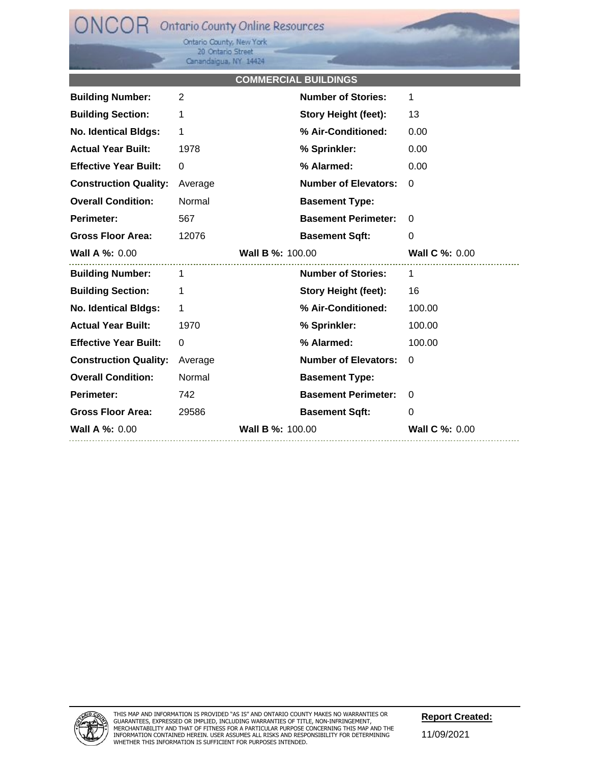# ONCOR Ontario County Online Resources

Ontario County, New York
20 Ontario Street
Canandaigua, NY 14424

## COMMERCIAL BUILDINGS

| | | | |
|---|---|---|---|
| **Building Number:** | 2 | **Number of Stories:** | 1 |
| **Building Section:** | 1 | **Story Height (feet):** | 13 |
| **No. Identical Bldgs:** | 1 | **% Air-Conditioned:** | 0.00 |
| **Actual Year Built:** | 1978 | **% Sprinkler:** | 0.00 |
| **Effective Year Built:** | 0 | **% Alarmed:** | 0.00 |
| **Construction Quality:** | Average | **Number of Elevators:** | 0 |
| **Overall Condition:** | Normal | **Basement Type:** | |
| **Perimeter:** | 567 | **Basement Perimeter:** | 0 |
| **Gross Floor Area:** | 12076 | **Basement Sqft:** | 0 |

**Wall A %:** 0.00 **Wall B %:** 100.00 **Wall C %:** 0.00

| | | | |
|---|---|---|---|
| **Building Number:** | 1 | **Number of Stories:** | 1 |
| **Building Section:** | 1 | **Story Height (feet):** | 16 |
| **No. Identical Bldgs:** | 1 | **% Air-Conditioned:** | 100.00 |
| **Actual Year Built:** | 1970 | **% Sprinkler:** | 100.00 |
| **Effective Year Built:** | 0 | **% Alarmed:** | 100.00 |
| **Construction Quality:** | Average | **Number of Elevators:** | 0 |
| **Overall Condition:** | Normal | **Basement Type:** | |
| **Perimeter:** | 742 | **Basement Perimeter:** | 0 |
| **Gross Floor Area:** | 29586 | **Basement Sqft:** | 0 |

**Wall A %:** 0.00 **Wall B %:** 100.00 **Wall C %:** 0.00

THIS MAP AND INFORMATION IS PROVIDED "AS IS" AND ONTARIO COUNTY MAKES NO WARRANTIES OR GUARANTEES, EXPRESSED OR IMPLIED, INCLUDING WARRANTIES OF TITLE, NON-INFRINGEMENT, MERCHANTABILITY AND THAT OF FITNESS FOR A PARTICULAR PURPOSE CONCERNING THIS MAP AND THE INFORMATION CONTAINED HEREIN. USER ASSUMES ALL RISKS AND RESPONSIBILITY FOR DETERMINING WHETHER THIS INFORMATION IS SUFFICIENT FOR PURPOSES INTENDED.

**Report Created:**

11/09/2021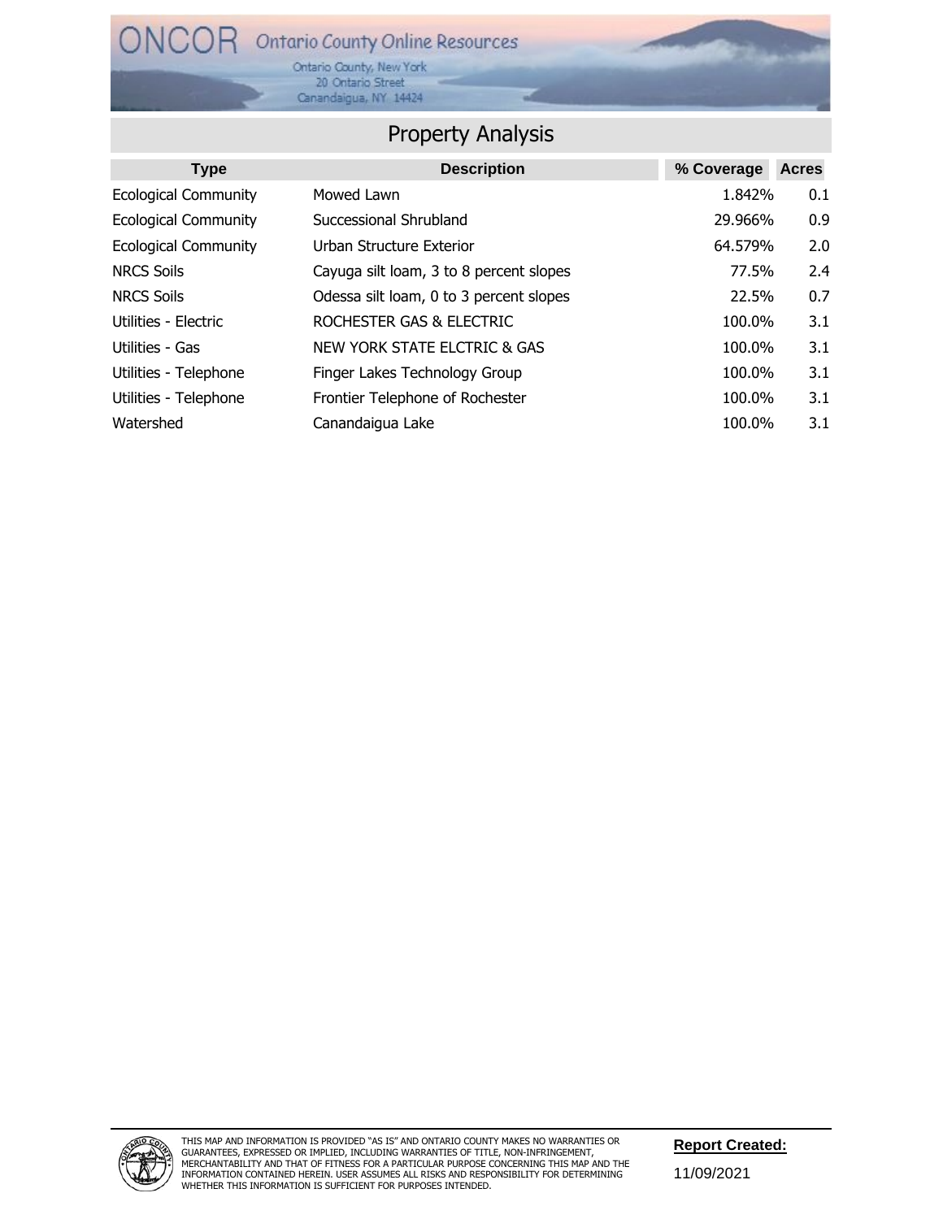# ONCOR Ontario County Online Resources

Ontario County, New York
20 Ontario Street
Canandaigua, NY 14424

## Property Analysis

| Type | Description | % Coverage | Acres |
| --- | --- | --- | --- |
| Ecological Community | Mowed Lawn | 1.842% | 0.1 |
| Ecological Community | Successional Shrubland | 29.966% | 0.9 |
| Ecological Community | Urban Structure Exterior | 64.579% | 2.0 |
| NRCS Soils | Cayuga silt loam, 3 to 8 percent slopes | 77.5% | 2.4 |
| NRCS Soils | Odessa silt loam, 0 to 3 percent slopes | 22.5% | 0.7 |
| Utilities - Electric | ROCHESTER GAS & ELECTRIC | 100.0% | 3.1 |
| Utilities - Gas | NEW YORK STATE ELCTRIC & GAS | 100.0% | 3.1 |
| Utilities - Telephone | Finger Lakes Technology Group | 100.0% | 3.1 |
| Utilities - Telephone | Frontier Telephone of Rochester | 100.0% | 3.1 |
| Watershed | Canandaigua Lake | 100.0% | 3.1 |

THIS MAP AND INFORMATION IS PROVIDED "AS IS" AND ONTARIO COUNTY MAKES NO WARRANTIES OR GUARANTEES, EXPRESSED OR IMPLIED, INCLUDING WARRANTIES OF TITLE, NON-INFRINGEMENT, MERCHANTABILITY AND THAT OF FITNESS FOR A PARTICULAR PURPOSE CONCERNING THIS MAP AND THE INFORMATION CONTAINED HEREIN. USER ASSUMES ALL RISKS AND RESPONSIBILITY FOR DETERMINING WHETHER THIS INFORMATION IS SUFFICIENT FOR PURPOSES INTENDED.

**Report Created:**

11/09/2021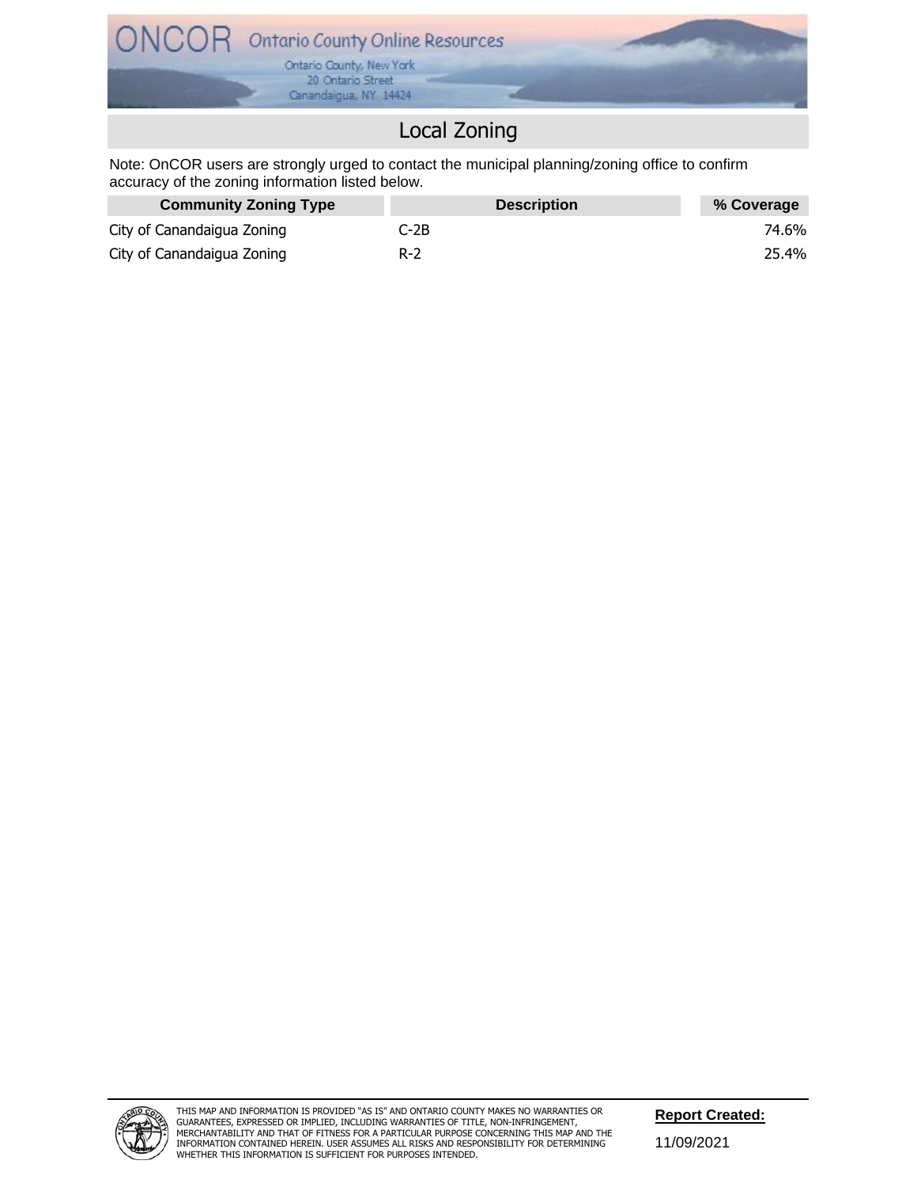ONCOR Ontario County Online Resources

Ontario County, New York
20 Ontario Street
Canandaigua, NY 14424

# Local Zoning

Note: OnCOR users are strongly urged to contact the municipal planning/zoning office to confirm accuracy of the zoning information listed below.

| Community Zoning Type | Description | % Coverage |
|---|---|---|
| City of Canandaigua Zoning | C-2B | 74.6% |
| City of Canandaigua Zoning | R-2 | 25.4% |

THIS MAP AND INFORMATION IS PROVIDED "AS IS" AND ONTARIO COUNTY MAKES NO WARRANTIES OR GUARANTEES, EXPRESSED OR IMPLIED, INCLUDING WARRANTIES OF TITLE, NON-INFRINGEMENT, MERCHANTABILITY AND THAT OF FITNESS FOR A PARTICULAR PURPOSE CONCERNING THIS MAP AND THE INFORMATION CONTAINED HEREIN. USER ASSUMES ALL RISKS AND RESPONSIBILITY FOR DETERMINING WHETHER THIS INFORMATION IS SUFFICIENT FOR PURPOSES INTENDED.

**Report Created:**

11/09/2021